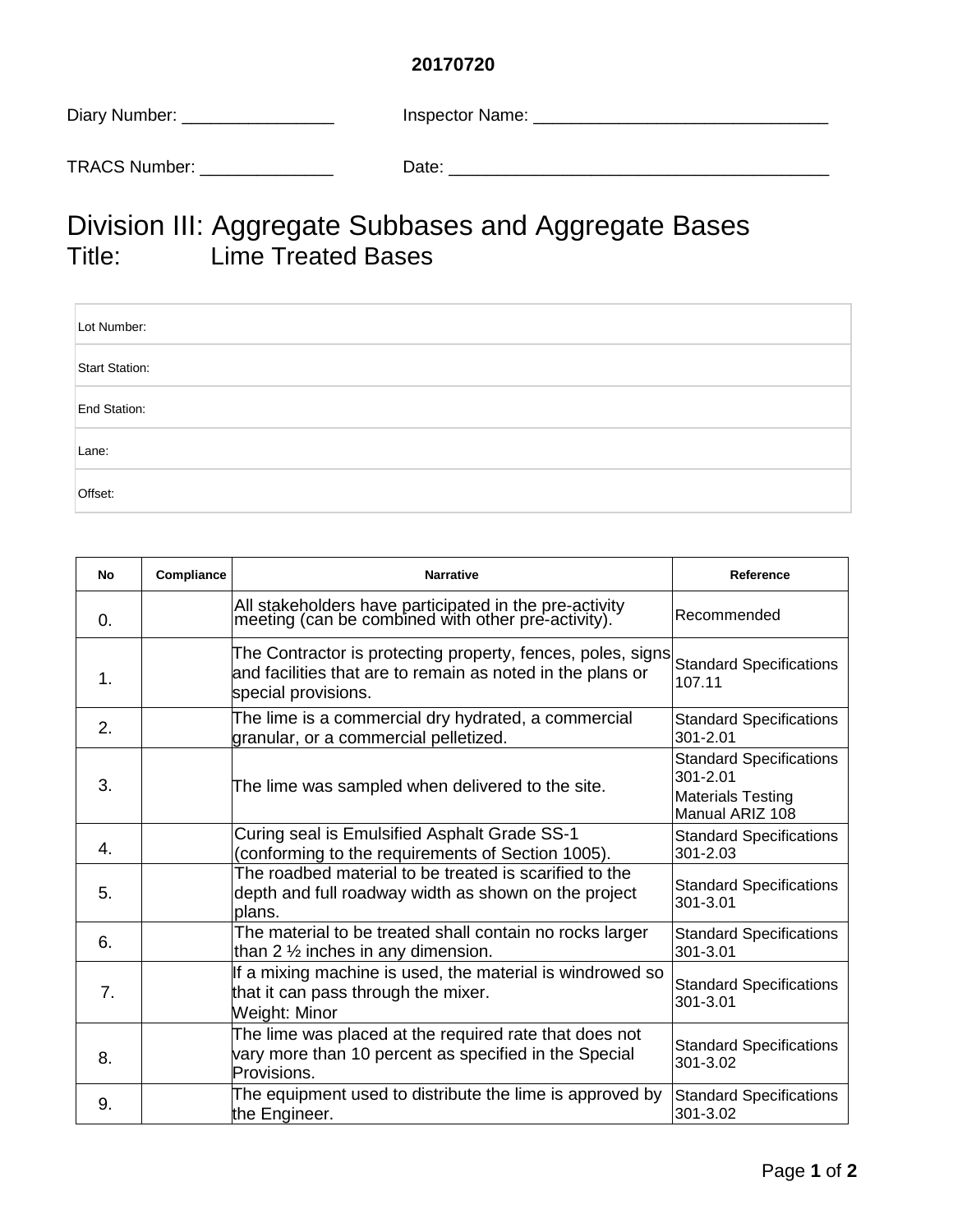**20170720**

Diary Number: ________________ Inspector Name: _______________________________

TRACS Number: ______________ Date: ________________________________________

# Division III: Aggregate Subbases and Aggregate Bases
## Title: Lime Treated Bases

| Lot Number: |
|---|
| Start Station: |
| End Station: |
| Lane: |
| Offset: |

| No | Compliance | Narrative | Reference |
|---|---|---|---|
| 0. | | All stakeholders have participated in the pre-activity meeting (can be combined with other pre-activity). | Recommended |
| 1. | | The Contractor is protecting property, fences, poles, signs and facilities that are to remain as noted in the plans or special provisions. | Standard Specifications 107.11 |
| 2. | | The lime is a commercial dry hydrated, a commercial granular, or a commercial pelletized. | Standard Specifications 301-2.01 |
| 3. | | The lime was sampled when delivered to the site. | Standard Specifications 301-2.01<br>Materials Testing Manual ARIZ 108 |
| 4. | | Curing seal is Emulsified Asphalt Grade SS-1 (conforming to the requirements of Section 1005). | Standard Specifications 301-2.03 |
| 5. | | The roadbed material to be treated is scarified to the depth and full roadway width as shown on the project plans. | Standard Specifications 301-3.01 |
| 6. | | The material to be treated shall contain no rocks larger than 2 ½ inches in any dimension. | Standard Specifications 301-3.01 |
| 7. | | If a mixing machine is used, the material is windrowed so that it can pass through the mixer.<br>Weight: Minor | Standard Specifications 301-3.01 |
| 8. | | The lime was placed at the required rate that does not vary more than 10 percent as specified in the Special Provisions. | Standard Specifications 301-3.02 |
| 9. | | The equipment used to distribute the lime is approved by the Engineer. | Standard Specifications 301-3.02 |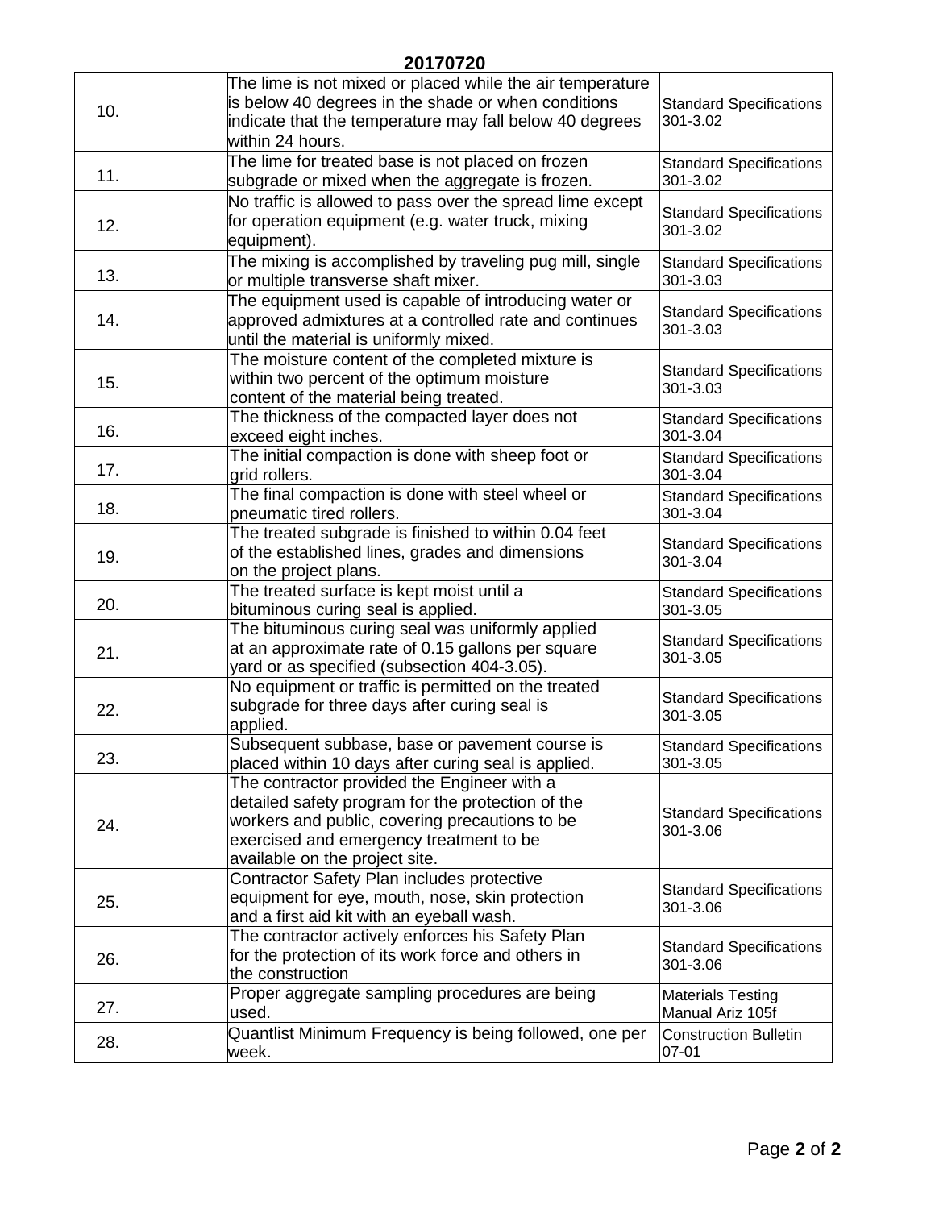**20170720**

| | | | |
|---|---|---|---|
| 10. | | The lime is not mixed or placed while the air temperature is below 40 degrees in the shade or when conditions indicate that the temperature may fall below 40 degrees within 24 hours. | Standard Specifications 301-3.02 |
| 11. | | The lime for treated base is not placed on frozen subgrade or mixed when the aggregate is frozen. | Standard Specifications 301-3.02 |
| 12. | | No traffic is allowed to pass over the spread lime except for operation equipment (e.g. water truck, mixing equipment). | Standard Specifications 301-3.02 |
| 13. | | The mixing is accomplished by traveling pug mill, single or multiple transverse shaft mixer. | Standard Specifications 301-3.03 |
| 14. | | The equipment used is capable of introducing water or approved admixtures at a controlled rate and continues until the material is uniformly mixed. | Standard Specifications 301-3.03 |
| 15. | | The moisture content of the completed mixture is within two percent of the optimum moisture content of the material being treated. | Standard Specifications 301-3.03 |
| 16. | | The thickness of the compacted layer does not exceed eight inches. | Standard Specifications 301-3.04 |
| 17. | | The initial compaction is done with sheep foot or grid rollers. | Standard Specifications 301-3.04 |
| 18. | | The final compaction is done with steel wheel or pneumatic tired rollers. | Standard Specifications 301-3.04 |
| 19. | | The treated subgrade is finished to within 0.04 feet of the established lines, grades and dimensions on the project plans. | Standard Specifications 301-3.04 |
| 20. | | The treated surface is kept moist until a bituminous curing seal is applied. | Standard Specifications 301-3.05 |
| 21. | | The bituminous curing seal was uniformly applied at an approximate rate of 0.15 gallons per square yard or as specified (subsection 404-3.05). | Standard Specifications 301-3.05 |
| 22. | | No equipment or traffic is permitted on the treated subgrade for three days after curing seal is applied. | Standard Specifications 301-3.05 |
| 23. | | Subsequent subbase, base or pavement course is placed within 10 days after curing seal is applied. | Standard Specifications 301-3.05 |
| 24. | | The contractor provided the Engineer with a detailed safety program for the protection of the workers and public, covering precautions to be exercised and emergency treatment to be available on the project site. | Standard Specifications 301-3.06 |
| 25. | | Contractor Safety Plan includes protective equipment for eye, mouth, nose, skin protection and a first aid kit with an eyeball wash. | Standard Specifications 301-3.06 |
| 26. | | The contractor actively enforces his Safety Plan for the protection of its work force and others in the construction | Standard Specifications 301-3.06 |
| 27. | | Proper aggregate sampling procedures are being used. | Materials Testing Manual Ariz 105f |
| 28. | | Quantlist Minimum Frequency is being followed, one per week. | Construction Bulletin 07-01 |